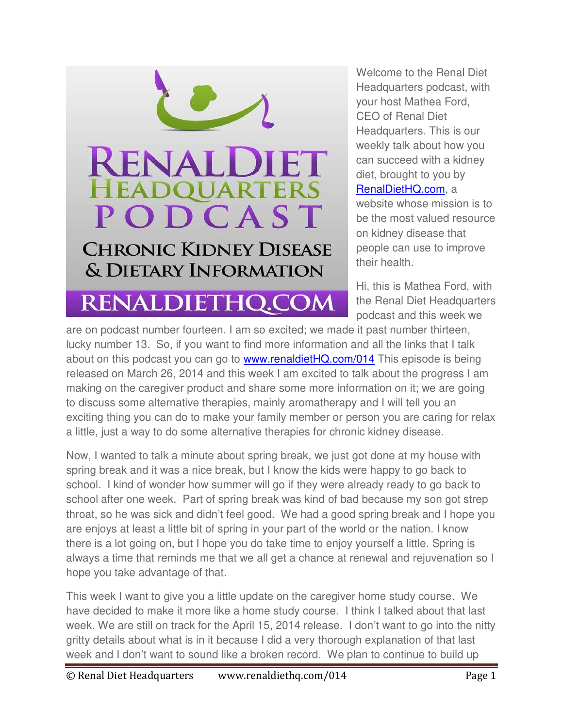Welcome to the Renal Diet Headquarters podcast, with your host Mathea Ford, CEO of Renal Diet Headquarters. This is our weekly talk about how you can succeed with a kidney diet, brought to you by [RenalDietHQ.com](http://RenalDietHQ.com), a website whose mission is to be the most valued resource on kidney disease that people can use to improve their health.

Hi, this is Mathea Ford, with the Renal Diet Headquarters podcast and this week we are on podcast number fourteen. I am so excited; we made it past number thirteen, lucky number 13. So, if you want to find more information and all the links that I talk about on this podcast you can go to [www.renaldietHQ.com/014](http://www.renaldietHQ.com/014) This episode is being released on March 26, 2014 and this week I am excited to talk about the progress I am making on the caregiver product and share some more information on it; we are going to discuss some alternative therapies, mainly aromatherapy and I will tell you an exciting thing you can do to make your family member or person you are caring for relax a little, just a way to do some alternative therapies for chronic kidney disease.

Now, I wanted to talk a minute about spring break, we just got done at my house with spring break and it was a nice break, but I know the kids were happy to go back to school. I kind of wonder how summer will go if they were already ready to go back to school after one week. Part of spring break was kind of bad because my son got strep throat, so he was sick and didn't feel good. We had a good spring break and I hope you are enjoys at least a little bit of spring in your part of the world or the nation. I know there is a lot going on, but I hope you do take time to enjoy yourself a little. Spring is always a time that reminds me that we all get a chance at renewal and rejuvenation so I hope you take advantage of that.

This week I want to give you a little update on the caregiver home study course. We have decided to make it more like a home study course. I think I talked about that last week. We are still on track for the April 15, 2014 release. I don't want to go into the nitty gritty details about what is in it because I did a very thorough explanation of that last week and I don't want to sound like a broken record. We plan to continue to build up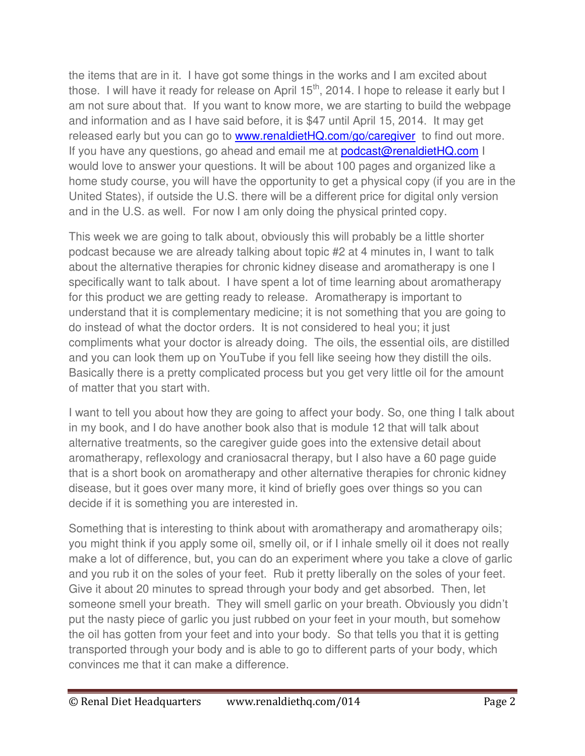the items that are in it. I have got some things in the works and I am excited about those. I will have it ready for release on April 15th, 2014. I hope to release it early but I am not sure about that. If you want to know more, we are starting to build the webpage and information and as I have said before, it is $47 until April 15, 2014. It may get released early but you can go to [www.renaldietHQ.com/go/caregiver](http://www.renaldietHQ.com/go/caregiver) to find out more. If you have any questions, go ahead and email me at [podcast@renaldietHQ.com](mailto:podcast@renaldietHQ.com) I would love to answer your questions. It will be about 100 pages and organized like a home study course, you will have the opportunity to get a physical copy (if you are in the United States), if outside the U.S. there will be a different price for digital only version and in the U.S. as well. For now I am only doing the physical printed copy.

This week we are going to talk about, obviously this will probably be a little shorter podcast because we are already talking about topic #2 at 4 minutes in, I want to talk about the alternative therapies for chronic kidney disease and aromatherapy is one I specifically want to talk about. I have spent a lot of time learning about aromatherapy for this product we are getting ready to release. Aromatherapy is important to understand that it is complementary medicine; it is not something that you are going to do instead of what the doctor orders. It is not considered to heal you; it just compliments what your doctor is already doing. The oils, the essential oils, are distilled and you can look them up on YouTube if you fell like seeing how they distill the oils. Basically there is a pretty complicated process but you get very little oil for the amount of matter that you start with.

I want to tell you about how they are going to affect your body. So, one thing I talk about in my book, and I do have another book also that is module 12 that will talk about alternative treatments, so the caregiver guide goes into the extensive detail about aromatherapy, reflexology and craniosacral therapy, but I also have a 60 page guide that is a short book on aromatherapy and other alternative therapies for chronic kidney disease, but it goes over many more, it kind of briefly goes over things so you can decide if it is something you are interested in.

Something that is interesting to think about with aromatherapy and aromatherapy oils; you might think if you apply some oil, smelly oil, or if I inhale smelly oil it does not really make a lot of difference, but, you can do an experiment where you take a clove of garlic and you rub it on the soles of your feet. Rub it pretty liberally on the soles of your feet. Give it about 20 minutes to spread through your body and get absorbed. Then, let someone smell your breath. They will smell garlic on your breath. Obviously you didn't put the nasty piece of garlic you just rubbed on your feet in your mouth, but somehow the oil has gotten from your feet and into your body. So that tells you that it is getting transported through your body and is able to go to different parts of your body, which convinces me that it can make a difference.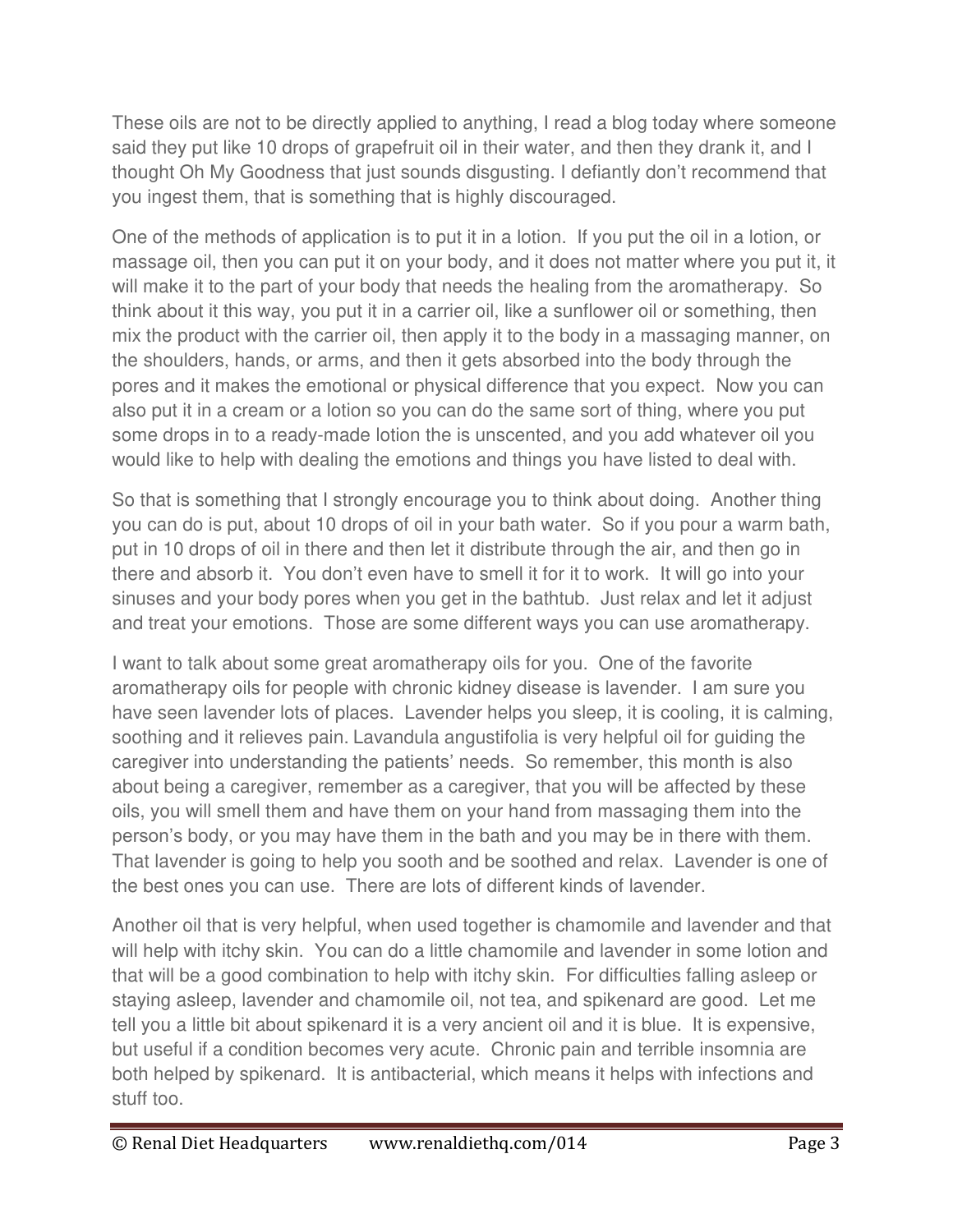These oils are not to be directly applied to anything, I read a blog today where someone said they put like 10 drops of grapefruit oil in their water, and then they drank it, and I thought Oh My Goodness that just sounds disgusting. I defiantly don't recommend that you ingest them, that is something that is highly discouraged.

One of the methods of application is to put it in a lotion. If you put the oil in a lotion, or massage oil, then you can put it on your body, and it does not matter where you put it, it will make it to the part of your body that needs the healing from the aromatherapy. So think about it this way, you put it in a carrier oil, like a sunflower oil or something, then mix the product with the carrier oil, then apply it to the body in a massaging manner, on the shoulders, hands, or arms, and then it gets absorbed into the body through the pores and it makes the emotional or physical difference that you expect. Now you can also put it in a cream or a lotion so you can do the same sort of thing, where you put some drops in to a ready-made lotion the is unscented, and you add whatever oil you would like to help with dealing the emotions and things you have listed to deal with.

So that is something that I strongly encourage you to think about doing. Another thing you can do is put, about 10 drops of oil in your bath water. So if you pour a warm bath, put in 10 drops of oil in there and then let it distribute through the air, and then go in there and absorb it. You don't even have to smell it for it to work. It will go into your sinuses and your body pores when you get in the bathtub. Just relax and let it adjust and treat your emotions. Those are some different ways you can use aromatherapy.

I want to talk about some great aromatherapy oils for you. One of the favorite aromatherapy oils for people with chronic kidney disease is lavender. I am sure you have seen lavender lots of places. Lavender helps you sleep, it is cooling, it is calming, soothing and it relieves pain. Lavandula angustifolia is very helpful oil for guiding the caregiver into understanding the patients' needs. So remember, this month is also about being a caregiver, remember as a caregiver, that you will be affected by these oils, you will smell them and have them on your hand from massaging them into the person's body, or you may have them in the bath and you may be in there with them. That lavender is going to help you sooth and be soothed and relax. Lavender is one of the best ones you can use. There are lots of different kinds of lavender.

Another oil that is very helpful, when used together is chamomile and lavender and that will help with itchy skin. You can do a little chamomile and lavender in some lotion and that will be a good combination to help with itchy skin. For difficulties falling asleep or staying asleep, lavender and chamomile oil, not tea, and spikenard are good. Let me tell you a little bit about spikenard it is a very ancient oil and it is blue. It is expensive, but useful if a condition becomes very acute. Chronic pain and terrible insomnia are both helped by spikenard. It is antibacterial, which means it helps with infections and stuff too.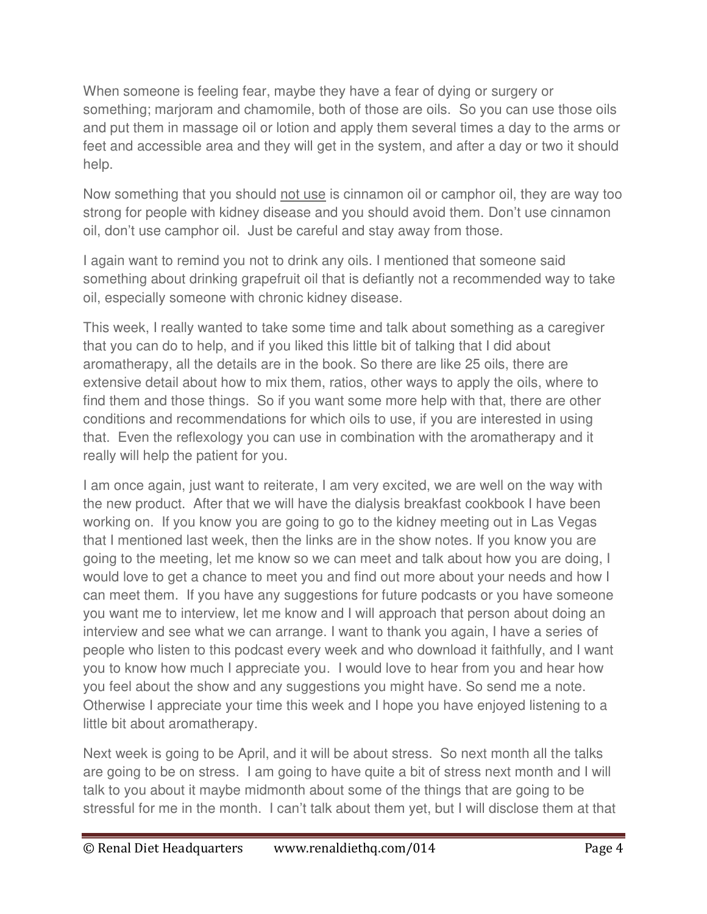When someone is feeling fear, maybe they have a fear of dying or surgery or something; marjoram and chamomile, both of those are oils. So you can use those oils and put them in massage oil or lotion and apply them several times a day to the arms or feet and accessible area and they will get in the system, and after a day or two it should help.

Now something that you should <u>not use</u> is cinnamon oil or camphor oil, they are way too strong for people with kidney disease and you should avoid them. Don't use cinnamon oil, don't use camphor oil. Just be careful and stay away from those.

I again want to remind you not to drink any oils. I mentioned that someone said something about drinking grapefruit oil that is defiantly not a recommended way to take oil, especially someone with chronic kidney disease.

This week, I really wanted to take some time and talk about something as a caregiver that you can do to help, and if you liked this little bit of talking that I did about aromatherapy, all the details are in the book. So there are like 25 oils, there are extensive detail about how to mix them, ratios, other ways to apply the oils, where to find them and those things. So if you want some more help with that, there are other conditions and recommendations for which oils to use, if you are interested in using that. Even the reflexology you can use in combination with the aromatherapy and it really will help the patient for you.

I am once again, just want to reiterate, I am very excited, we are well on the way with the new product. After that we will have the dialysis breakfast cookbook I have been working on. If you know you are going to go to the kidney meeting out in Las Vegas that I mentioned last week, then the links are in the show notes. If you know you are going to the meeting, let me know so we can meet and talk about how you are doing, I would love to get a chance to meet you and find out more about your needs and how I can meet them. If you have any suggestions for future podcasts or you have someone you want me to interview, let me know and I will approach that person about doing an interview and see what we can arrange. I want to thank you again, I have a series of people who listen to this podcast every week and who download it faithfully, and I want you to know how much I appreciate you. I would love to hear from you and hear how you feel about the show and any suggestions you might have. So send me a note. Otherwise I appreciate your time this week and I hope you have enjoyed listening to a little bit about aromatherapy.

Next week is going to be April, and it will be about stress. So next month all the talks are going to be on stress. I am going to have quite a bit of stress next month and I will talk to you about it maybe midmonth about some of the things that are going to be stressful for me in the month. I can't talk about them yet, but I will disclose them at that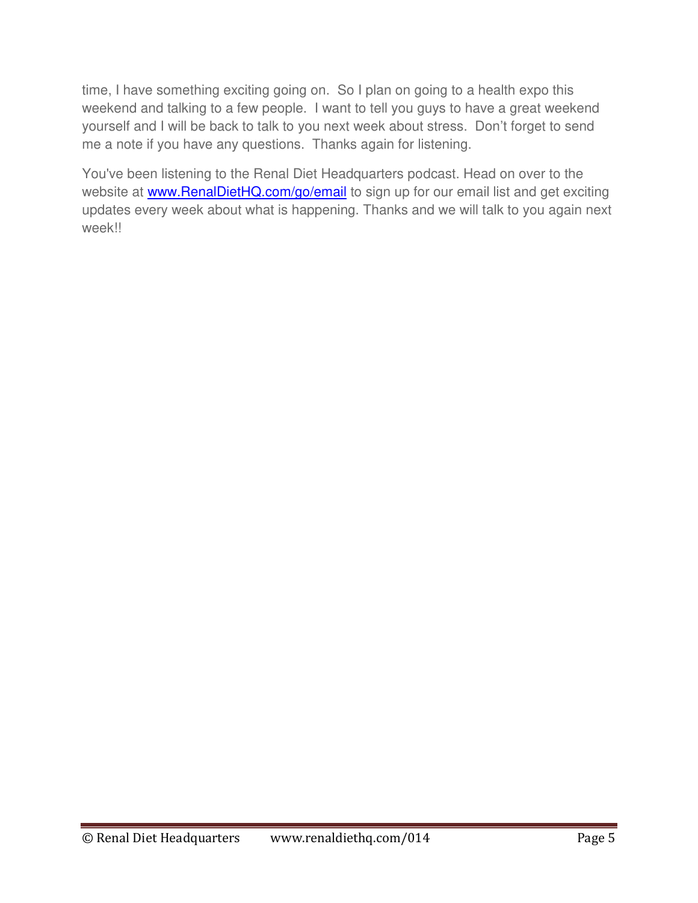time, I have something exciting going on. So I plan on going to a health expo this weekend and talking to a few people. I want to tell you guys to have a great weekend yourself and I will be back to talk to you next week about stress. Don't forget to send me a note if you have any questions. Thanks again for listening.

You've been listening to the Renal Diet Headquarters podcast. Head on over to the website at [www.RenalDietHQ.com/go/email](http://www.RenalDietHQ.com/go/email) to sign up for our email list and get exciting updates every week about what is happening. Thanks and we will talk to you again next week!!